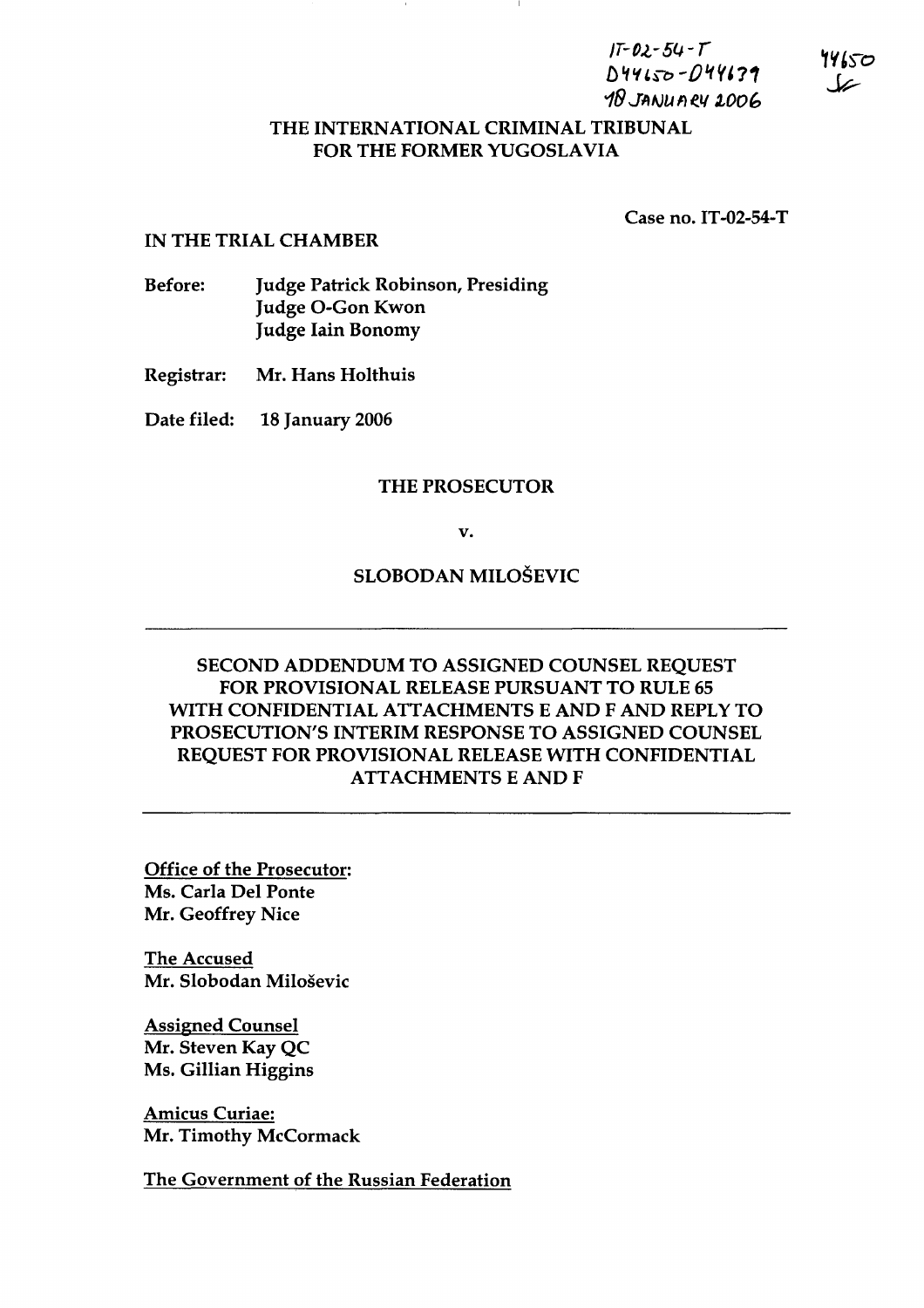IT-02-54-T
D44650-D44639
18 JANUARY 2006

44650

# THE INTERNATIONAL CRIMINAL TRIBUNAL FOR THE FORMER YUGOSLAVIA

Case no. IT-02-54-T

IN THE TRIAL CHAMBER

Before: Judge Patrick Robinson, Presiding
Judge O-Gon Kwon
Judge Iain Bonomy

Registrar: Mr. Hans Holthuis

Date filed: 18 January 2006

THE PROSECUTOR

v.

SLOBODAN MILOŠEVIC

## SECOND ADDENDUM TO ASSIGNED COUNSEL REQUEST FOR PROVISIONAL RELEASE PURSUANT TO RULE 65 WITH CONFIDENTIAL ATTACHMENTS E AND F AND REPLY TO PROSECUTION'S INTERIM RESPONSE TO ASSIGNED COUNSEL REQUEST FOR PROVISIONAL RELEASE WITH CONFIDENTIAL ATTACHMENTS E AND F

Office of the Prosecutor:
Ms. Carla Del Ponte
Mr. Geoffrey Nice

The Accused
Mr. Slobodan Miloševic

Assigned Counsel
Mr. Steven Kay QC
Ms. Gillian Higgins

Amicus Curiae:
Mr. Timothy McCormack

The Government of the Russian Federation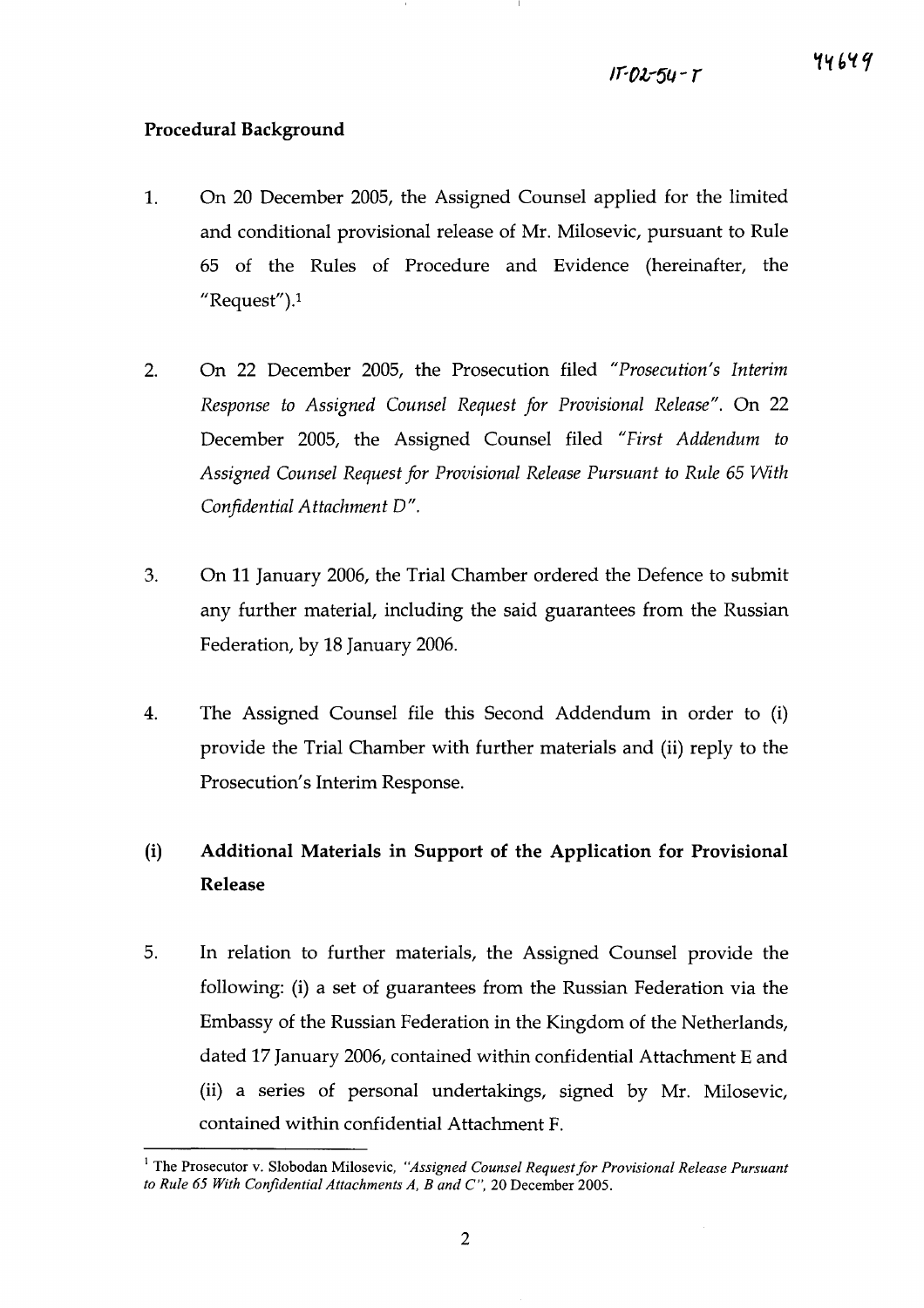## Procedural Background

1. On 20 December 2005, the Assigned Counsel applied for the limited and conditional provisional release of Mr. Milosevic, pursuant to Rule 65 of the Rules of Procedure and Evidence (hereinafter, the "Request").[1]

2. On 22 December 2005, the Prosecution filed *"Prosecution's Interim Response to Assigned Counsel Request for Provisional Release"*. On 22 December 2005, the Assigned Counsel filed *"First Addendum to Assigned Counsel Request for Provisional Release Pursuant to Rule 65 With Confidential Attachment D"*.

3. On 11 January 2006, the Trial Chamber ordered the Defence to submit any further material, including the said guarantees from the Russian Federation, by 18 January 2006.

4. The Assigned Counsel file this Second Addendum in order to (i) provide the Trial Chamber with further materials and (ii) reply to the Prosecution's Interim Response.

## (i) Additional Materials in Support of the Application for Provisional Release

5. In relation to further materials, the Assigned Counsel provide the following: (i) a set of guarantees from the Russian Federation via the Embassy of the Russian Federation in the Kingdom of the Netherlands, dated 17 January 2006, contained within confidential Attachment E and (ii) a series of personal undertakings, signed by Mr. Milosevic, contained within confidential Attachment F.

---

[1] The Prosecutor v. Slobodan Milosevic, *"Assigned Counsel Request for Provisional Release Pursuant to Rule 65 With Confidential Attachments A, B and C"*, 20 December 2005.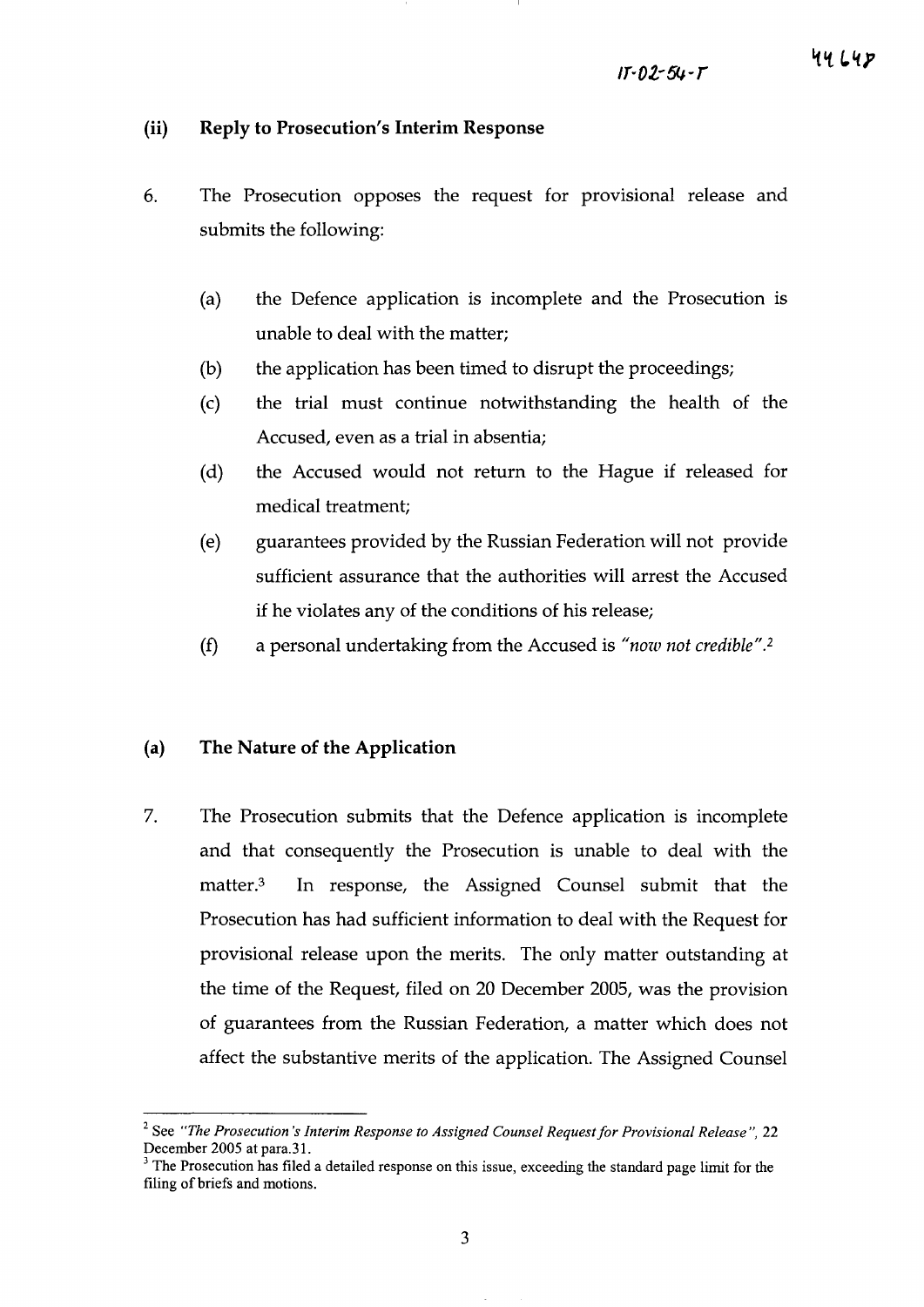### (ii) Reply to Prosecution's Interim Response

6. The Prosecution opposes the request for provisional release and submits the following:

   (a) the Defence application is incomplete and the Prosecution is unable to deal with the matter;

   (b) the application has been timed to disrupt the proceedings;

   (c) the trial must continue notwithstanding the health of the Accused, even as a trial in absentia;

   (d) the Accused would not return to the Hague if released for medical treatment;

   (e) guarantees provided by the Russian Federation will not provide sufficient assurance that the authorities will arrest the Accused if he violates any of the conditions of his release;

   (f) a personal undertaking from the Accused is *"now not credible"*.[2]

### (a) The Nature of the Application

7. The Prosecution submits that the Defence application is incomplete and that consequently the Prosecution is unable to deal with the matter.[3] In response, the Assigned Counsel submit that the Prosecution has had sufficient information to deal with the Request for provisional release upon the merits. The only matter outstanding at the time of the Request, filed on 20 December 2005, was the provision of guarantees from the Russian Federation, a matter which does not affect the substantive merits of the application. The Assigned Counsel

---

[2] See *"The Prosecution's Interim Response to Assigned Counsel Request for Provisional Release"*, 22 December 2005 at para.31.

[3] The Prosecution has filed a detailed response on this issue, exceeding the standard page limit for the filing of briefs and motions.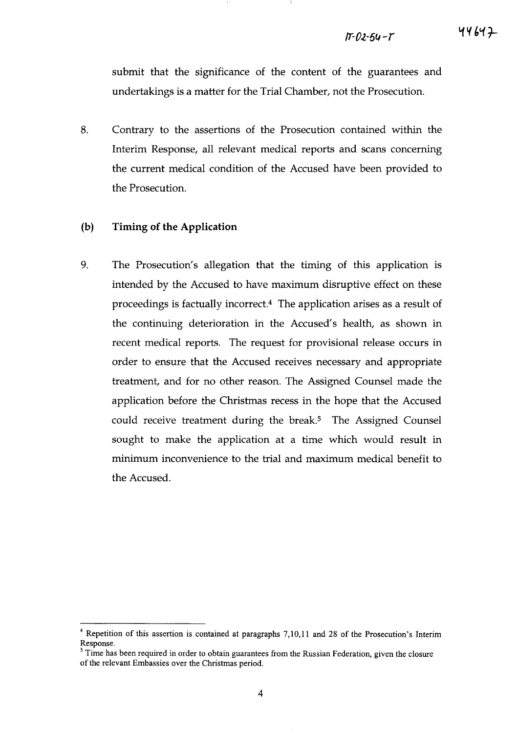submit that the significance of the content of the guarantees and undertakings is a matter for the Trial Chamber, not the Prosecution.

8. Contrary to the assertions of the Prosecution contained within the Interim Response, all relevant medical reports and scans concerning the current medical condition of the Accused have been provided to the Prosecution.

### (b) Timing of the Application

9. The Prosecution's allegation that the timing of this application is intended by the Accused to have maximum disruptive effect on these proceedings is factually incorrect.[4] The application arises as a result of the continuing deterioration in the Accused's health, as shown in recent medical reports. The request for provisional release occurs in order to ensure that the Accused receives necessary and appropriate treatment, and for no other reason. The Assigned Counsel made the application before the Christmas recess in the hope that the Accused could receive treatment during the break.[5] The Assigned Counsel sought to make the application at a time which would result in minimum inconvenience to the trial and maximum medical benefit to the Accused.

---

[4] Repetition of this assertion is contained at paragraphs 7,10,11 and 28 of the Prosecution's Interim Response.

[5] Time has been required in order to obtain guarantees from the Russian Federation, given the closure of the relevant Embassies over the Christmas period.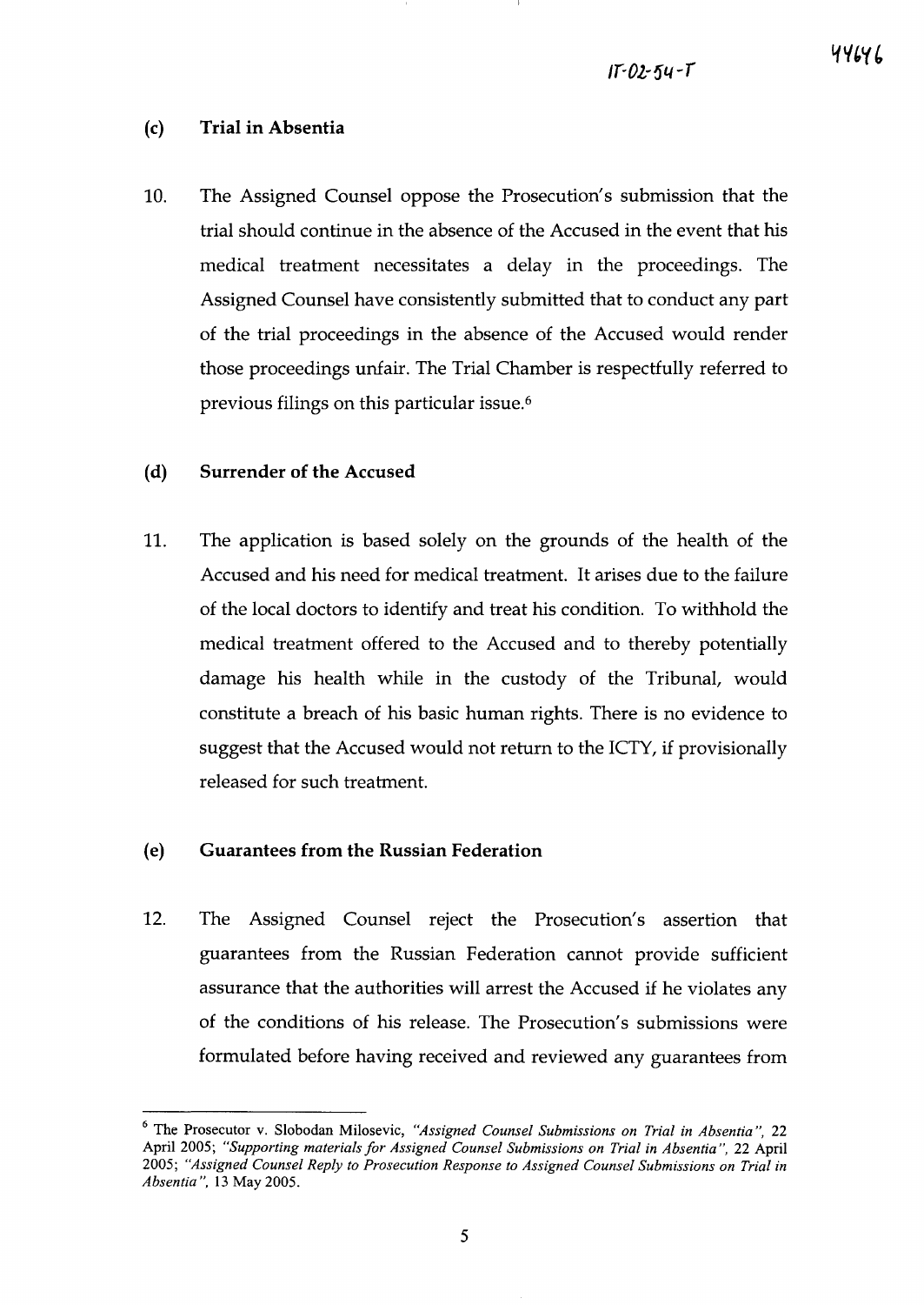### (c) Trial in Absentia

10. The Assigned Counsel oppose the Prosecution's submission that the trial should continue in the absence of the Accused in the event that his medical treatment necessitates a delay in the proceedings. The Assigned Counsel have consistently submitted that to conduct any part of the trial proceedings in the absence of the Accused would render those proceedings unfair. The Trial Chamber is respectfully referred to previous filings on this particular issue.[6]

### (d) Surrender of the Accused

11. The application is based solely on the grounds of the health of the Accused and his need for medical treatment. It arises due to the failure of the local doctors to identify and treat his condition. To withhold the medical treatment offered to the Accused and to thereby potentially damage his health while in the custody of the Tribunal, would constitute a breach of his basic human rights. There is no evidence to suggest that the Accused would not return to the ICTY, if provisionally released for such treatment.

### (e) Guarantees from the Russian Federation

12. The Assigned Counsel reject the Prosecution's assertion that guarantees from the Russian Federation cannot provide sufficient assurance that the authorities will arrest the Accused if he violates any of the conditions of his release. The Prosecution's submissions were formulated before having received and reviewed any guarantees from

---

[6] The Prosecutor v. Slobodan Milosevic, *"Assigned Counsel Submissions on Trial in Absentia"*, 22 April 2005; *"Supporting materials for Assigned Counsel Submissions on Trial in Absentia"*, 22 April 2005; *"Assigned Counsel Reply to Prosecution Response to Assigned Counsel Submissions on Trial in Absentia"*, 13 May 2005.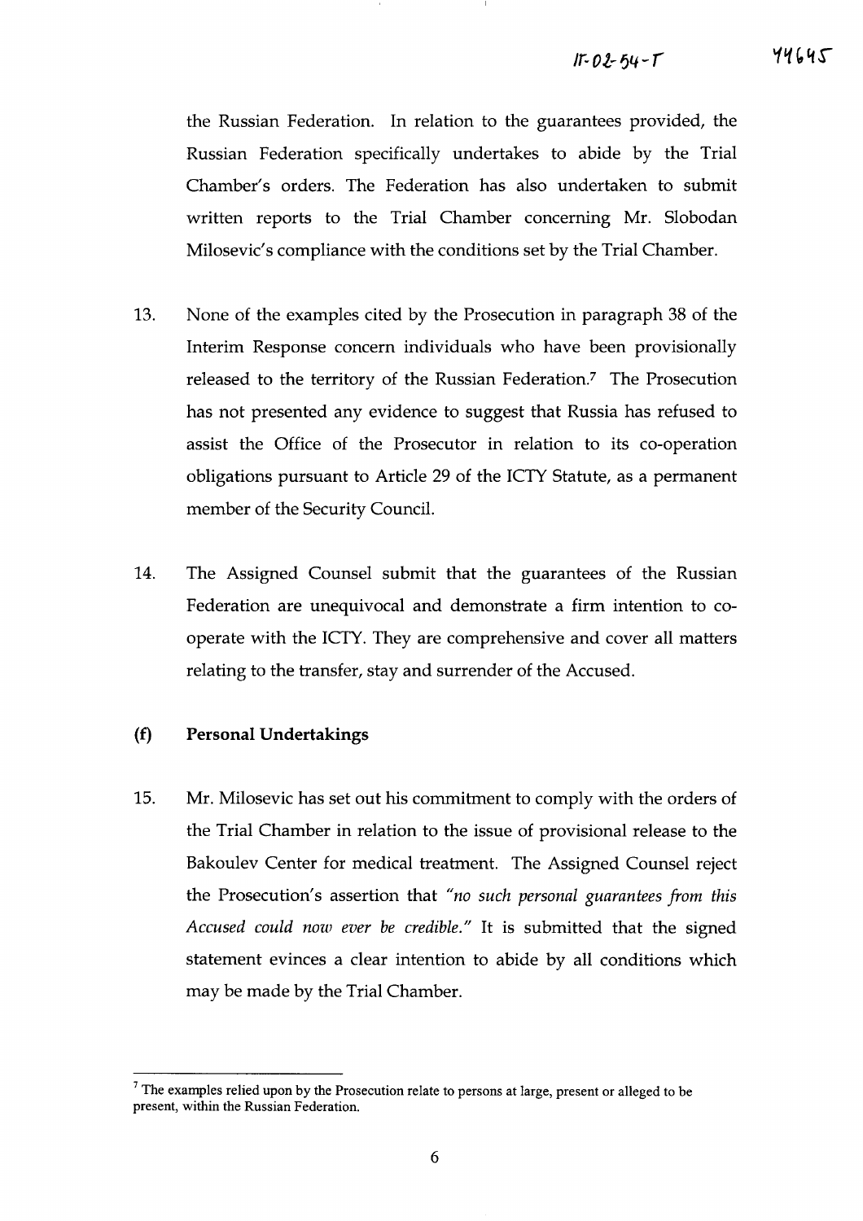the Russian Federation. In relation to the guarantees provided, the Russian Federation specifically undertakes to abide by the Trial Chamber's orders. The Federation has also undertaken to submit written reports to the Trial Chamber concerning Mr. Slobodan Milosevic's compliance with the conditions set by the Trial Chamber.

13. None of the examples cited by the Prosecution in paragraph 38 of the Interim Response concern individuals who have been provisionally released to the territory of the Russian Federation.[7] The Prosecution has not presented any evidence to suggest that Russia has refused to assist the Office of the Prosecutor in relation to its co-operation obligations pursuant to Article 29 of the ICTY Statute, as a permanent member of the Security Council.

14. The Assigned Counsel submit that the guarantees of the Russian Federation are unequivocal and demonstrate a firm intention to co-operate with the ICTY. They are comprehensive and cover all matters relating to the transfer, stay and surrender of the Accused.

**(f) Personal Undertakings**

15. Mr. Milosevic has set out his commitment to comply with the orders of the Trial Chamber in relation to the issue of provisional release to the Bakoulev Center for medical treatment. The Assigned Counsel reject the Prosecution's assertion that *"no such personal guarantees from this Accused could now ever be credible."* It is submitted that the signed statement evinces a clear intention to abide by all conditions which may be made by the Trial Chamber.

---

[7] The examples relied upon by the Prosecution relate to persons at large, present or alleged to be present, within the Russian Federation.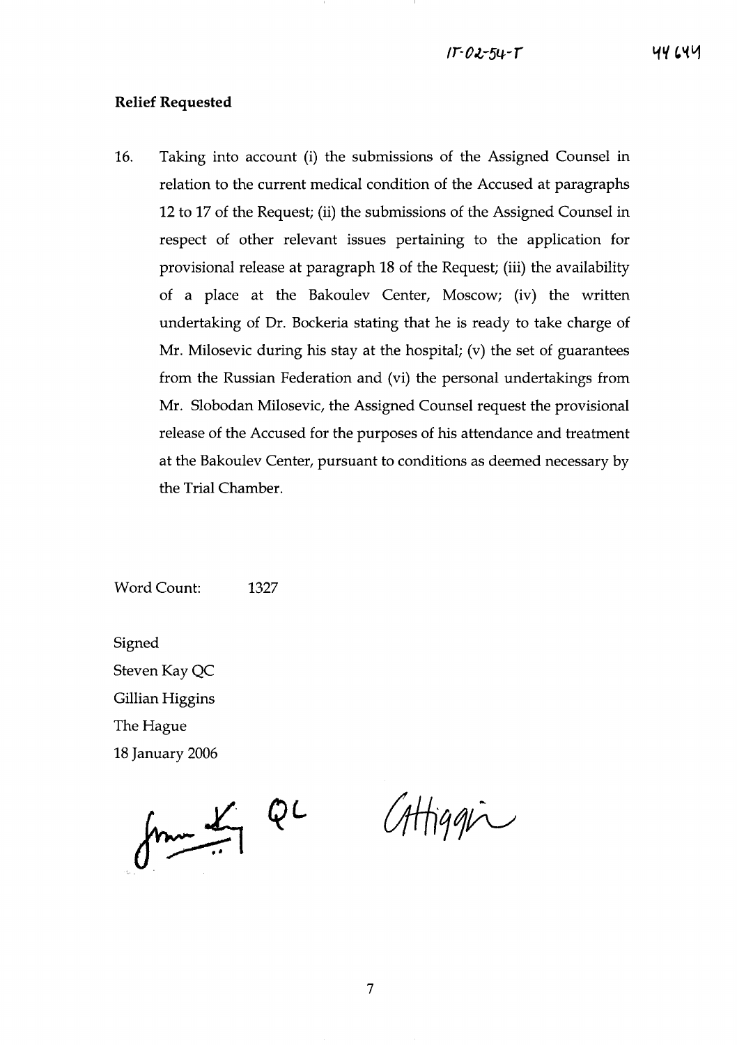## Relief Requested

16. Taking into account (i) the submissions of the Assigned Counsel in relation to the current medical condition of the Accused at paragraphs 12 to 17 of the Request; (ii) the submissions of the Assigned Counsel in respect of other relevant issues pertaining to the application for provisional release at paragraph 18 of the Request; (iii) the availability of a place at the Bakoulev Center, Moscow; (iv) the written undertaking of Dr. Bockeria stating that he is ready to take charge of Mr. Milosevic during his stay at the hospital; (v) the set of guarantees from the Russian Federation and (vi) the personal undertakings from Mr. Slobodan Milosevic, the Assigned Counsel request the provisional release of the Accused for the purposes of his attendance and treatment at the Bakoulev Center, pursuant to conditions as deemed necessary by the Trial Chamber.

Word Count: 1327

Signed
Steven Kay QC
Gillian Higgins
The Hague
18 January 2006